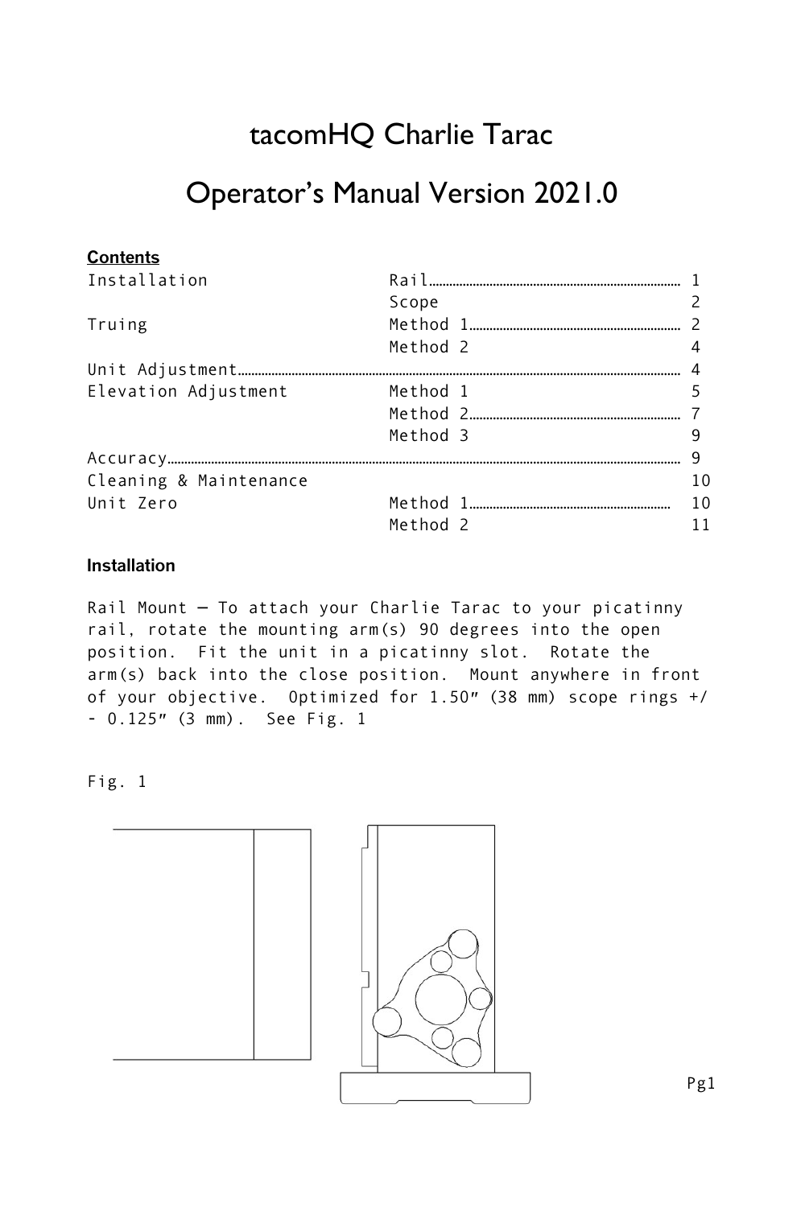# tacomHQ Charlie Tarac

# Operator's Manual Version 2021.0

**Contents**

| | | |
|---|---|---|
| Installation | Rail | 1 |
| | Scope | 2 |
| Truing | Method 1 | 2 |
| | Method 2 | 4 |
| Unit Adjustment | | 4 |
| Elevation Adjustment | Method 1 | 5 |
| | Method 2 | 7 |
| | Method 3 | 9 |
| Accuracy | | 9 |
| Cleaning & Maintenance | | 10 |
| Unit Zero | Method 1 | 10 |
| | Method 2 | 11 |

## Installation

Rail Mount — To attach your Charlie Tarac to your picatinny rail, rotate the mounting arm(s) 90 degrees into the open position. Fit the unit in a picatinny slot. Rotate the arm(s) back into the close position. Mount anywhere in front of your objective. Optimized for 1.50" (38 mm) scope rings +/- 0.125" (3 mm). See Fig. 1

Fig. 1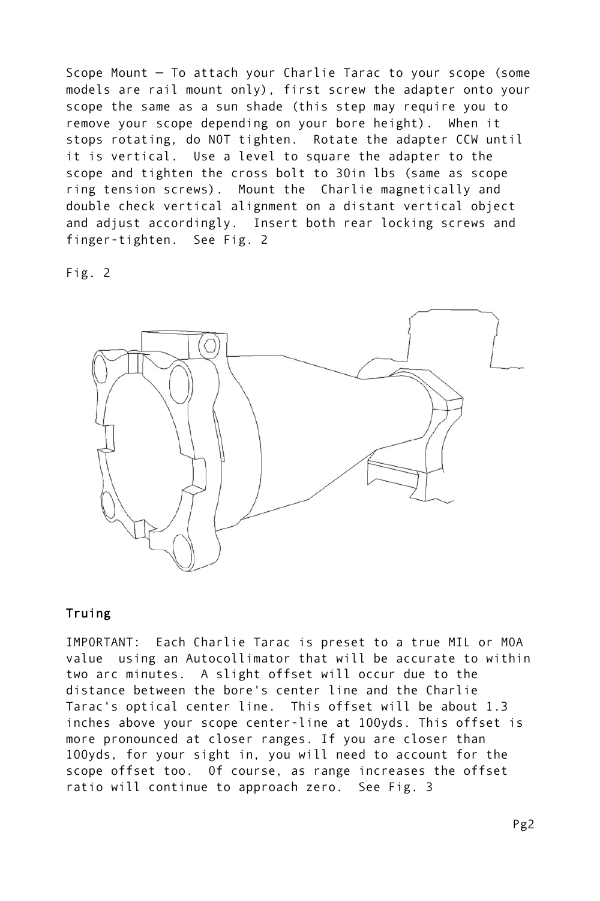Scope Mount – To attach your Charlie Tarac to your scope (some models are rail mount only), first screw the adapter onto your scope the same as a sun shade (this step may require you to remove your scope depending on your bore height). When it stops rotating, do NOT tighten. Rotate the adapter CCW until it is vertical. Use a level to square the adapter to the scope and tighten the cross bolt to 30in lbs (same as scope ring tension screws). Mount the Charlie magnetically and double check vertical alignment on a distant vertical object and adjust accordingly. Insert both rear locking screws and finger-tighten. See Fig. 2

Fig. 2

## Truing

IMPORTANT: Each Charlie Tarac is preset to a true MIL or MOA value using an Autocollimator that will be accurate to within two arc minutes. A slight offset will occur due to the distance between the bore's center line and the Charlie Tarac's optical center line. This offset will be about 1.3 inches above your scope center-line at 100yds. This offset is more pronounced at closer ranges. If you are closer than 100yds, for your sight in, you will need to account for the scope offset too. Of course, as range increases the offset ratio will continue to approach zero. See Fig. 3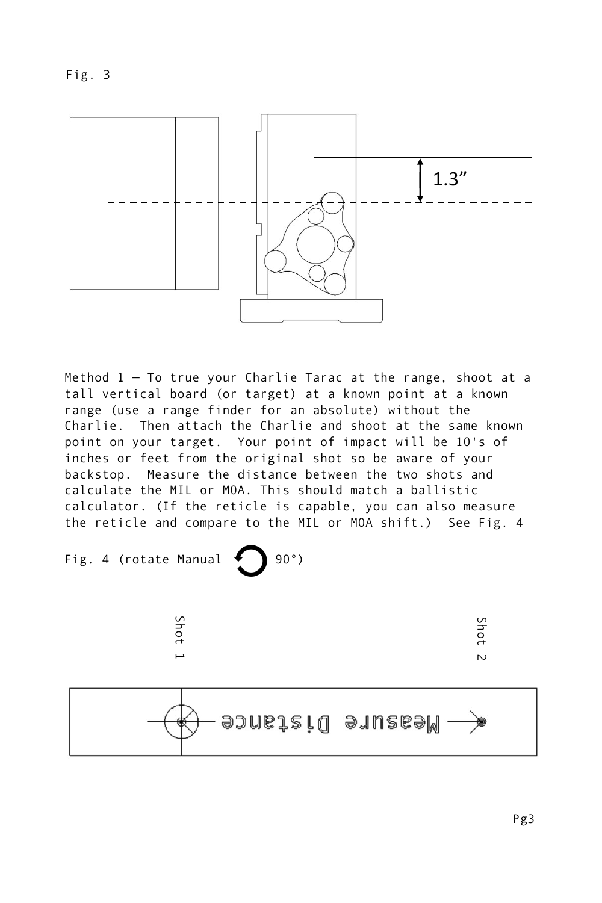Fig. 3

1.3”

Method 1 – To true your Charlie Tarac at the range, shoot at a tall vertical board (or target) at a known point at a known range (use a range finder for an absolute) without the Charlie. Then attach the Charlie and shoot at the same known point on your target. Your point of impact will be 10's of inches or feet from the original shot so be aware of your backstop. Measure the distance between the two shots and calculate the MIL or MOA. This should match a ballistic calculator. (If the reticle is capable, you can also measure the reticle and compare to the MIL or MOA shift.) See Fig. 4

Fig. 4 (rotate Manual ↺ 90°)

Shot 1

Shot 2

Measure Distance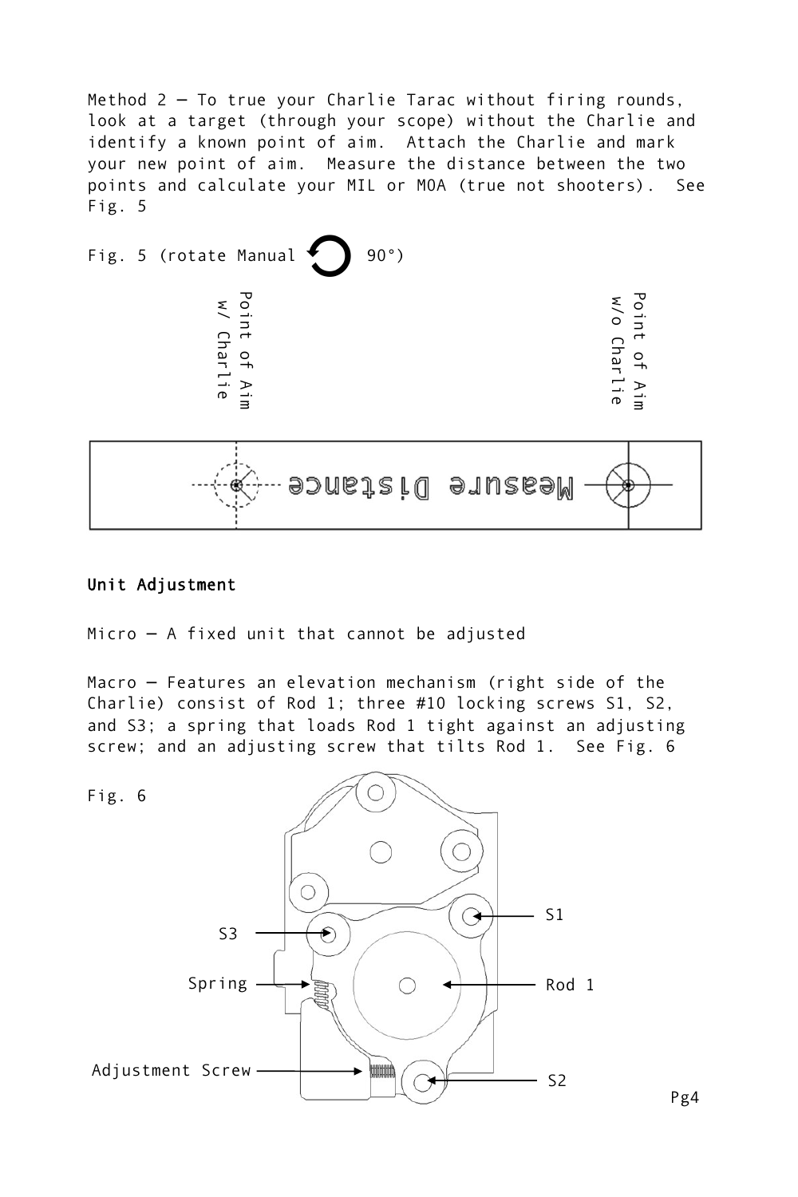Method 2 – To true your Charlie Tarac without firing rounds, look at a target (through your scope) without the Charlie and identify a known point of aim. Attach the Charlie and mark your new point of aim. Measure the distance between the two points and calculate your MIL or MOA (true not shooters). See Fig. 5

Fig. 5 (rotate Manual 90°)

Point of Aim w/ Charlie

Point of Aim w/o Charlie

Measure Distance

## Unit Adjustment

Micro – A fixed unit that cannot be adjusted

Macro – Features an elevation mechanism (right side of the Charlie) consist of Rod 1; three #10 locking screws S1, S2, and S3; a spring that loads Rod 1 tight against an adjusting screw; and an adjusting screw that tilts Rod 1. See Fig. 6

Fig. 6

S1

S3

Spring

Rod 1

Adjustment Screw

S2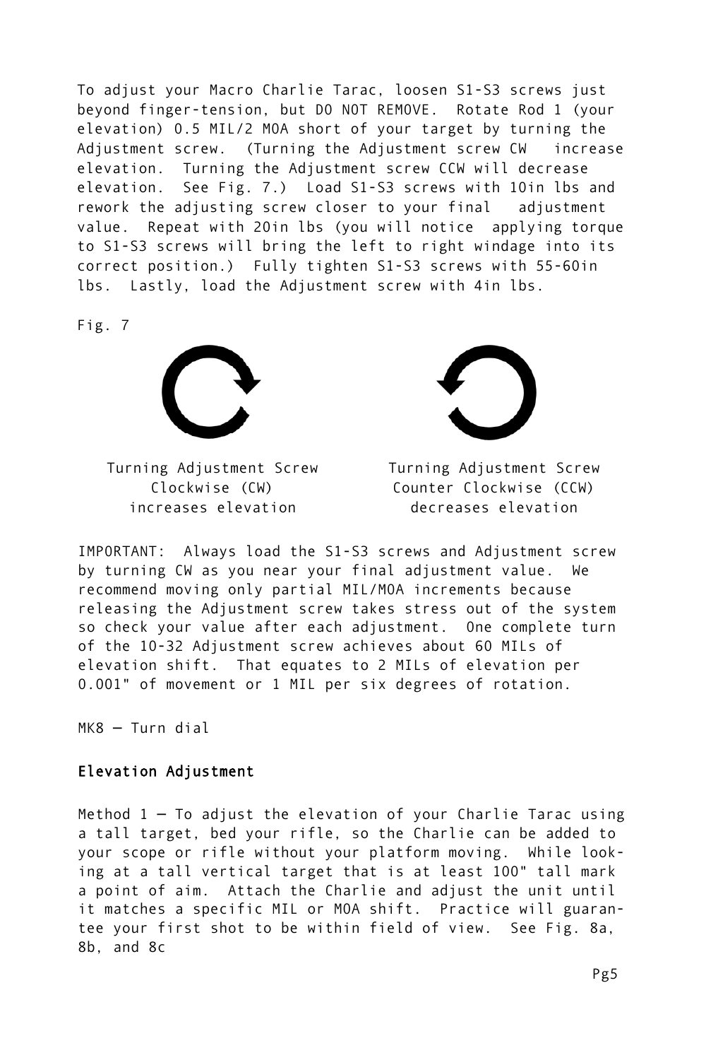To adjust your Macro Charlie Tarac, loosen S1-S3 screws just beyond finger-tension, but DO NOT REMOVE. Rotate Rod 1 (your elevation) 0.5 MIL/2 MOA short of your target by turning the Adjustment screw. (Turning the Adjustment screw CW increase elevation. Turning the Adjustment screw CCW will decrease elevation. See Fig. 7.) Load S1-S3 screws with 10in lbs and rework the adjusting screw closer to your final adjustment value. Repeat with 20in lbs (you will notice applying torque to S1-S3 screws will bring the left to right windage into its correct position.) Fully tighten S1-S3 screws with 55-60in lbs. Lastly, load the Adjustment screw with 4in lbs.

Fig. 7

Turning Adjustment Screw Clockwise (CW) increases elevation

Turning Adjustment Screw Counter Clockwise (CCW) decreases elevation

IMPORTANT: Always load the S1-S3 screws and Adjustment screw by turning CW as you near your final adjustment value. We recommend moving only partial MIL/MOA increments because releasing the Adjustment screw takes stress out of the system so check your value after each adjustment. One complete turn of the 10-32 Adjustment screw achieves about 60 MILs of elevation shift. That equates to 2 MILs of elevation per 0.001" of movement or 1 MIL per six degrees of rotation.

MK8 – Turn dial

## Elevation Adjustment

Method 1 – To adjust the elevation of your Charlie Tarac using a tall target, bed your rifle, so the Charlie can be added to your scope or rifle without your platform moving. While looking at a tall vertical target that is at least 100" tall mark a point of aim. Attach the Charlie and adjust the unit until it matches a specific MIL or MOA shift. Practice will guarantee your first shot to be within field of view. See Fig. 8a, 8b, and 8c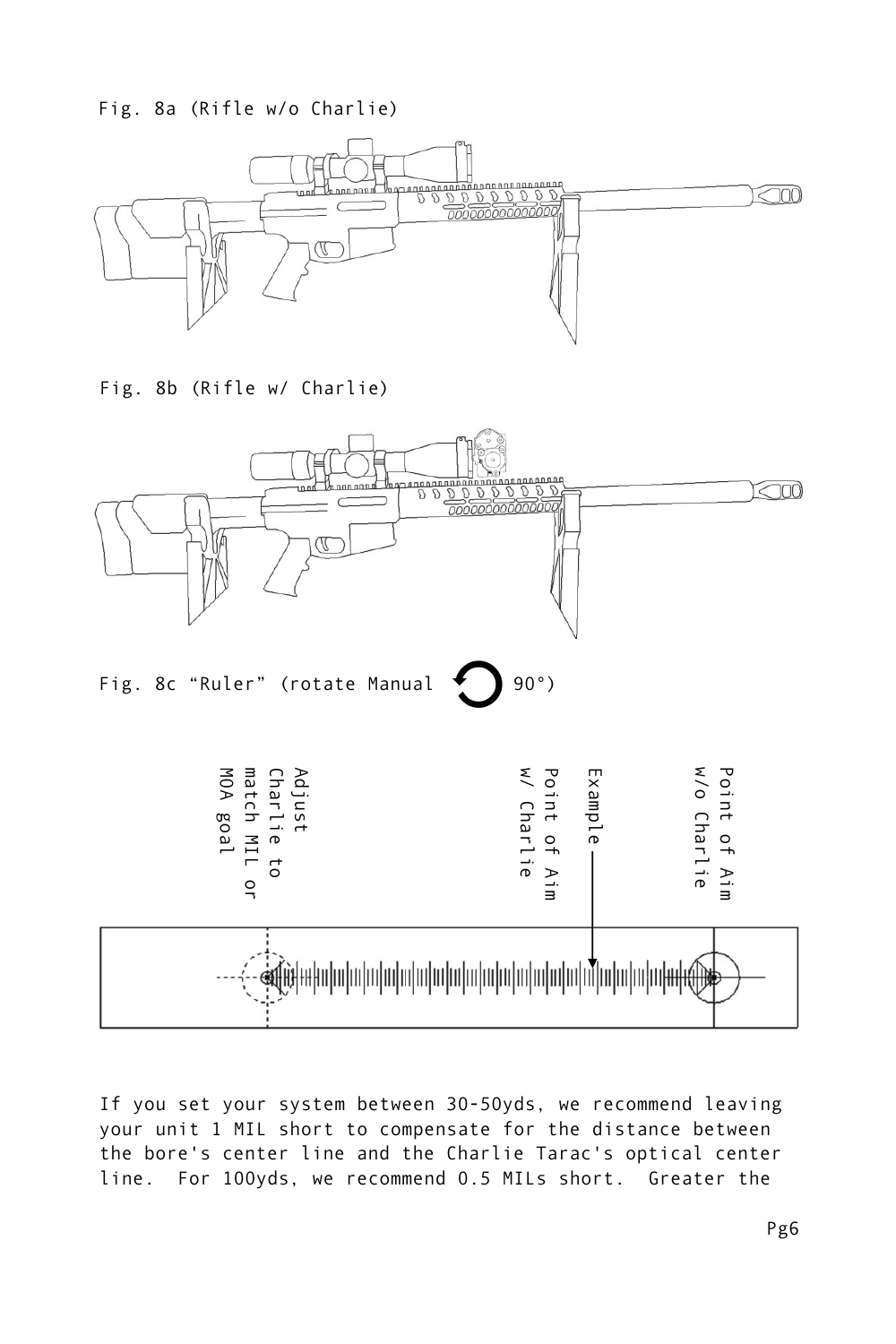Fig. 8a (Rifle w/o Charlie)

Fig. 8b (Rifle w/ Charlie)

Fig. 8c "Ruler" (rotate Manual 90°)

Adjust Charlie to match MIL or MOA goal

Point of Aim w/ Charlie

Example

Point of Aim w/o Charlie

If you set your system between 30-50yds, we recommend leaving your unit 1 MIL short to compensate for the distance between the bore's center line and the Charlie Tarac's optical center line. For 100yds, we recommend 0.5 MILs short. Greater the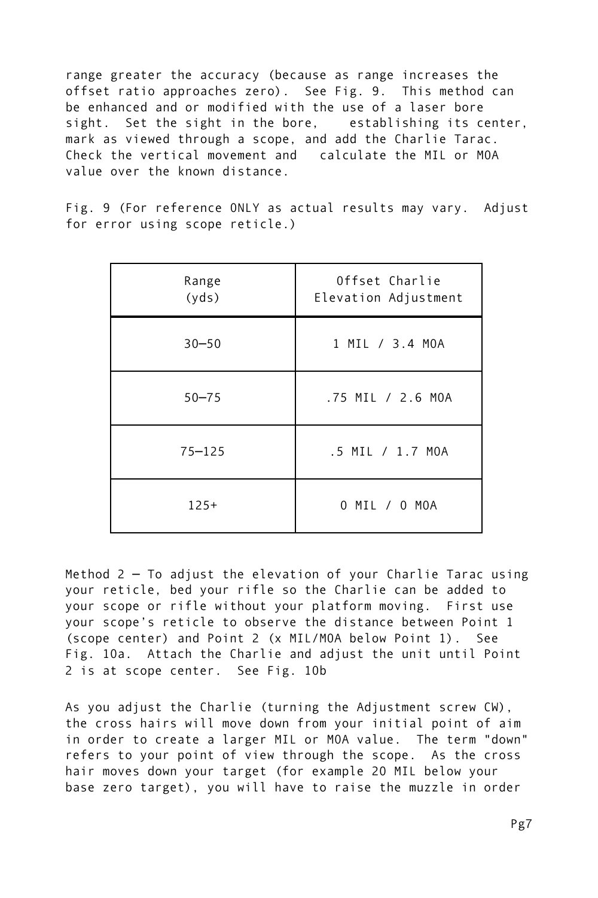range greater the accuracy (because as range increases the offset ratio approaches zero). See Fig. 9. This method can be enhanced and or modified with the use of a laser bore sight. Set the sight in the bore, establishing its center, mark as viewed through a scope, and add the Charlie Tarac. Check the vertical movement and calculate the MIL or MOA value over the known distance.

Fig. 9 (For reference ONLY as actual results may vary. Adjust for error using scope reticle.)

| Range (yds) | Offset Charlie Elevation Adjustment |
|---|---|
| 30–50 | 1 MIL / 3.4 MOA |
| 50–75 | .75 MIL / 2.6 MOA |
| 75–125 | .5 MIL / 1.7 MOA |
| 125+ | 0 MIL / 0 MOA |

Method 2 – To adjust the elevation of your Charlie Tarac using your reticle, bed your rifle so the Charlie can be added to your scope or rifle without your platform moving. First use your scope's reticle to observe the distance between Point 1 (scope center) and Point 2 (x MIL/MOA below Point 1). See Fig. 10a. Attach the Charlie and adjust the unit until Point 2 is at scope center. See Fig. 10b

As you adjust the Charlie (turning the Adjustment screw CW), the cross hairs will move down from your initial point of aim in order to create a larger MIL or MOA value. The term "down" refers to your point of view through the scope. As the cross hair moves down your target (for example 20 MIL below your base zero target), you will have to raise the muzzle in order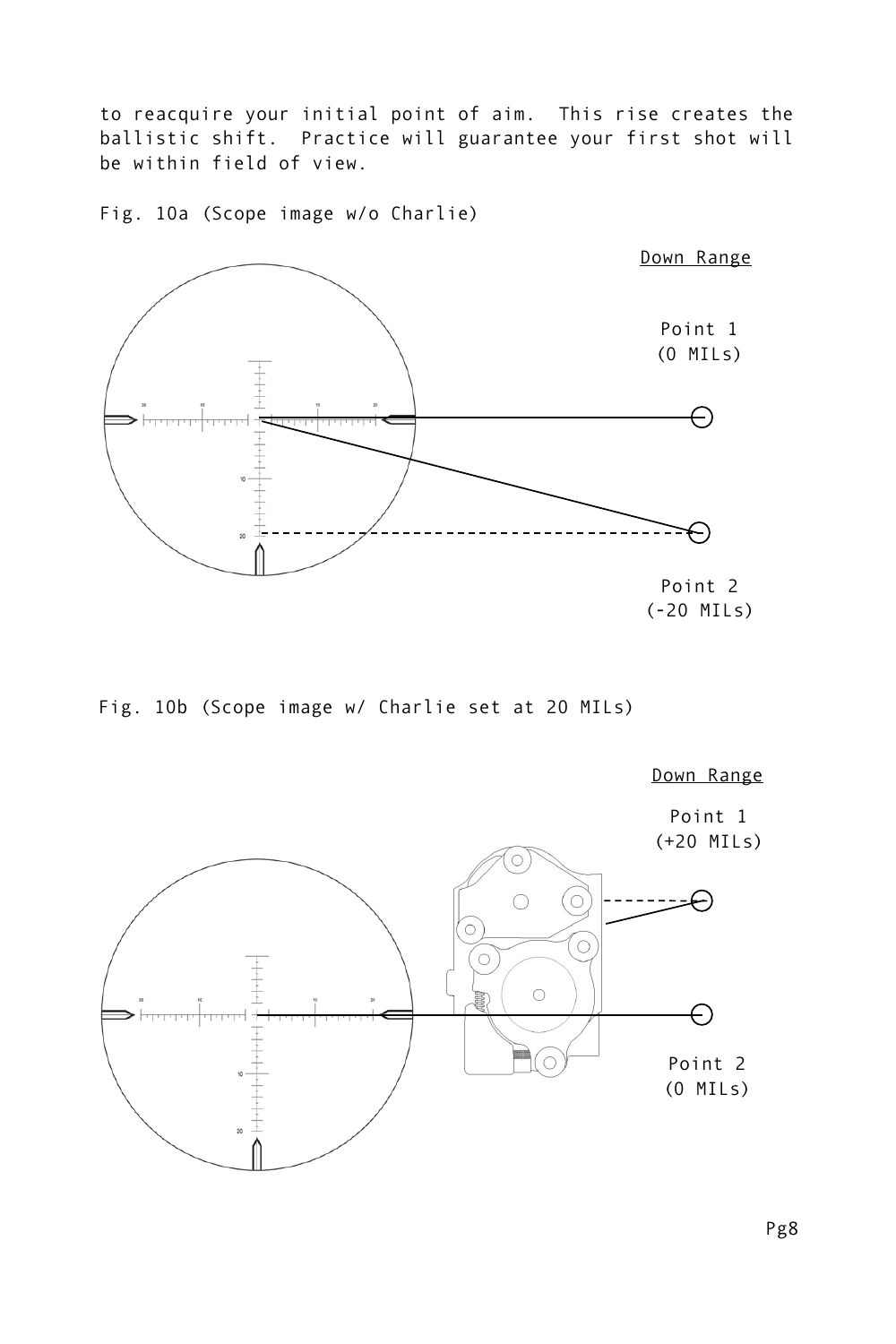to reacquire your initial point of aim. This rise creates the ballistic shift. Practice will guarantee your first shot will be within field of view.

Fig. 10a (Scope image w/o Charlie)

Down Range

Point 1
(0 MILs)

Point 2
(-20 MILs)

Fig. 10b (Scope image w/ Charlie set at 20 MILs)

Down Range

Point 1
(+20 MILs)

Point 2
(0 MILs)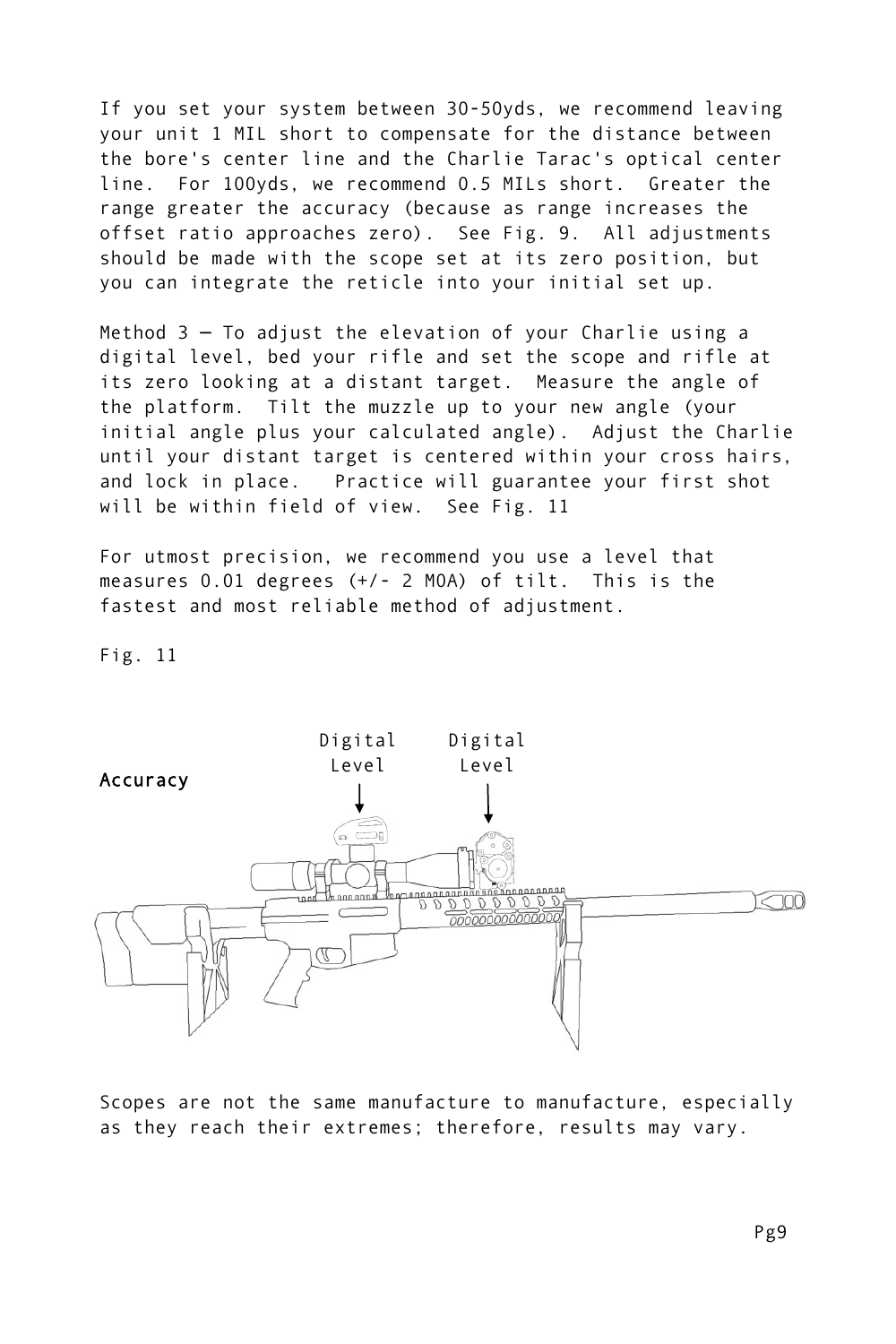If you set your system between 30-50yds, we recommend leaving your unit 1 MIL short to compensate for the distance between the bore's center line and the Charlie Tarac's optical center line. For 100yds, we recommend 0.5 MILs short. Greater the range greater the accuracy (because as range increases the offset ratio approaches zero). See Fig. 9. All adjustments should be made with the scope set at its zero position, but you can integrate the reticle into your initial set up.

Method 3 – To adjust the elevation of your Charlie using a digital level, bed your rifle and set the scope and rifle at its zero looking at a distant target. Measure the angle of the platform. Tilt the muzzle up to your new angle (your initial angle plus your calculated angle). Adjust the Charlie until your distant target is centered within your cross hairs, and lock in place. Practice will guarantee your first shot will be within field of view. See Fig. 11

For utmost precision, we recommend you use a level that measures 0.01 degrees (+/- 2 MOA) of tilt. This is the fastest and most reliable method of adjustment.

Fig. 11

Accuracy

Digital Level

Digital Level

Scopes are not the same manufacture to manufacture, especially as they reach their extremes; therefore, results may vary.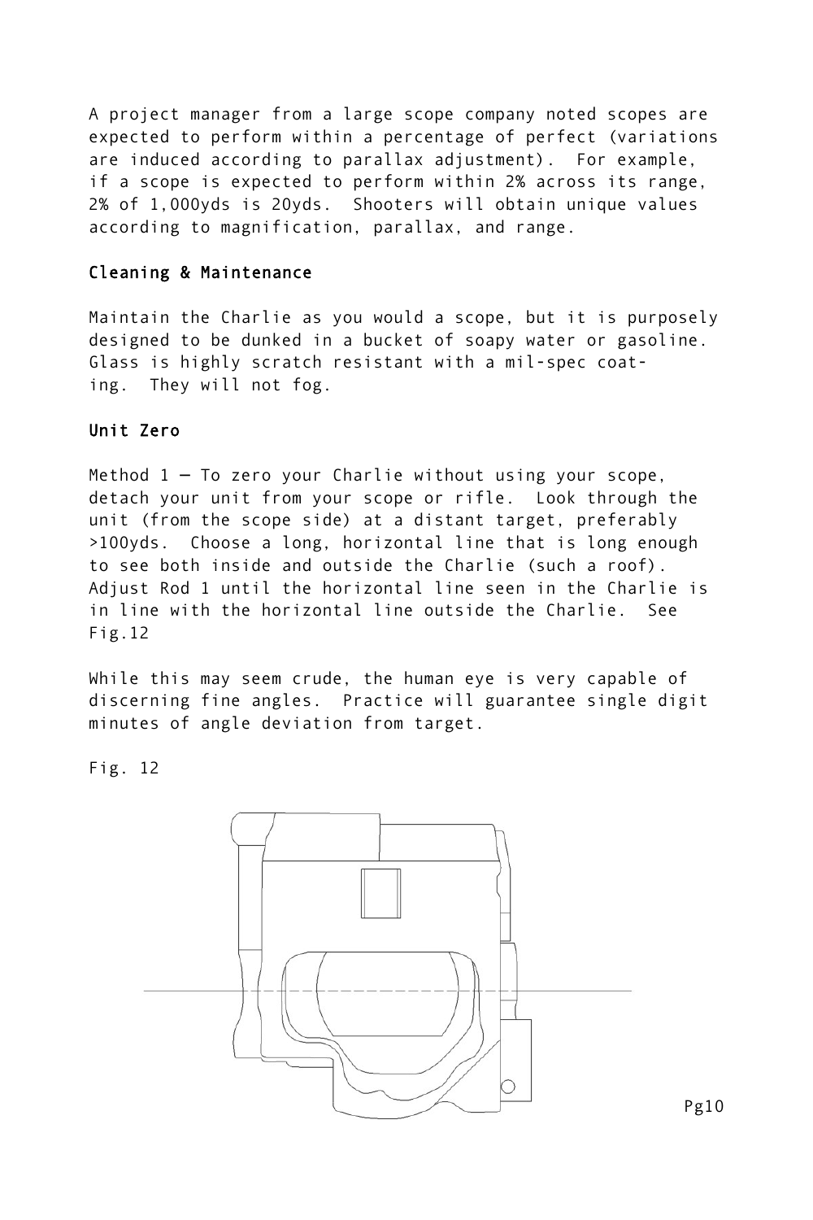A project manager from a large scope company noted scopes are expected to perform within a percentage of perfect (variations are induced according to parallax adjustment). For example, if a scope is expected to perform within 2% across its range, 2% of 1,000yds is 20yds. Shooters will obtain unique values according to magnification, parallax, and range.

## Cleaning & Maintenance

Maintain the Charlie as you would a scope, but it is purposely designed to be dunked in a bucket of soapy water or gasoline. Glass is highly scratch resistant with a mil-spec coating. They will not fog.

## Unit Zero

Method 1 — To zero your Charlie without using your scope, detach your unit from your scope or rifle. Look through the unit (from the scope side) at a distant target, preferably >100yds. Choose a long, horizontal line that is long enough to see both inside and outside the Charlie (such a roof). Adjust Rod 1 until the horizontal line seen in the Charlie is in line with the horizontal line outside the Charlie. See Fig.12

While this may seem crude, the human eye is very capable of discerning fine angles. Practice will guarantee single digit minutes of angle deviation from target.

Fig. 12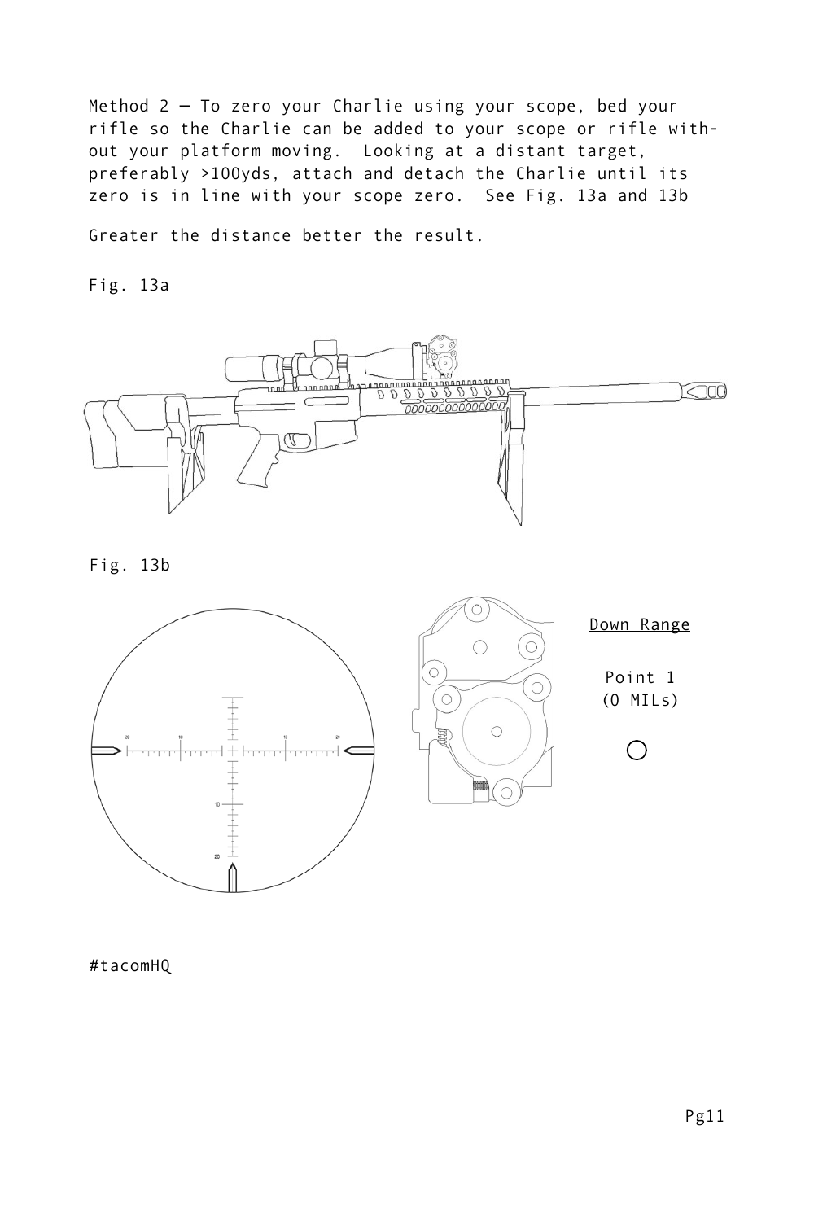Method 2 — To zero your Charlie using your scope, bed your rifle so the Charlie can be added to your scope or rifle without your platform moving. Looking at a distant target, preferably >100yds, attach and detach the Charlie until its zero is in line with your scope zero. See Fig. 13a and 13b

Greater the distance better the result.

Fig. 13a

Fig. 13b

Down Range

Point 1
(0 MILs)

#tacomHQ